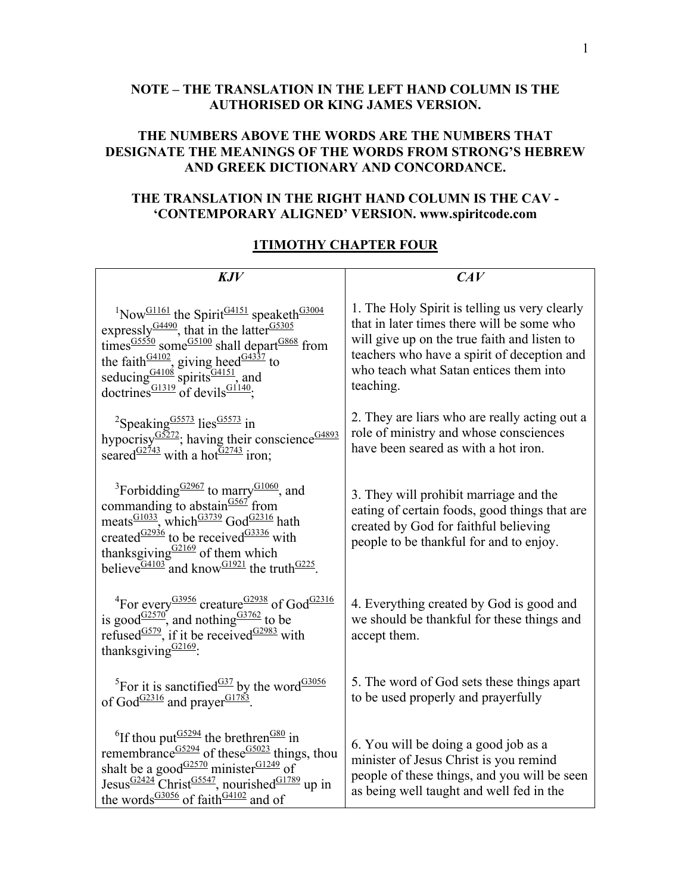**NOTE – THE TRANSLATION IN THE LEFT HAND COLUMN IS THE AUTHORISED OR KING JAMES VERSION.**

**THE NUMBERS ABOVE THE WORDS ARE THE NUMBERS THAT DESIGNATE THE MEANINGS OF THE WORDS FROM STRONG'S HEBREW AND GREEK DICTIONARY AND CONCORDANCE.**

**THE TRANSLATION IN THE RIGHT HAND COLUMN IS THE CAV - 'CONTEMPORARY ALIGNED' VERSION. www.spiritcode.com**

## 1TIMOTHY CHAPTER FOUR

| *KJV* | *CAV* |
|---|---|
| [1]Now[G1161] the Spirit[G4151] speaketh[G3004] expressly[G4490], that in the latter[G5305] times[G5550] some[G5100] shall depart[G868] from the faith[G4102], giving heed[G4337] to seducing[G4108] spirits[G4151], and doctrines[G1319] of devils[G1140]; | 1. The Holy Spirit is telling us very clearly that in later times there will be some who will give up on the true faith and listen to teachers who have a spirit of deception and who teach what Satan entices them into teaching. |
| [2]Speaking[G5573] lies[G5573] in hypocrisy[G5272]; having their conscience[G4893] seared[G2743] with a hot[G2743] iron; | 2. They are liars who are really acting out a role of ministry and whose consciences have been seared as with a hot iron. |
| [3]Forbidding[G2967] to marry[G1060], and commanding to abstain[G567] from meats[G1033], which[G3739] God[G2316] hath created[G2936] to be received[G3336] with thanksgiving[G2169] of them which believe[G4103] and know[G1921] the truth[G225]. | 3. They will prohibit marriage and the eating of certain foods, good things that are created by God for faithful believing people to be thankful for and to enjoy. |
| [4]For every[G3956] creature[G2938] of God[G2316] is good[G2570], and nothing[G3762] to be refused[G579], if it be received[G2983] with thanksgiving[G2169]: | 4. Everything created by God is good and we should be thankful for these things and accept them. |
| [5]For it is sanctified[G37] by the word[G3056] of God[G2316] and prayer[G1783]. | 5. The word of God sets these things apart to be used properly and prayerfully |
| [6]If thou put[G5294] the brethren[G80] in remembrance[G5294] of these[G5023] things, thou shalt be a good[G2570] minister[G1249] of Jesus[G2424] Christ[G5547], nourished[G1789] up in the words[G3056] of faith[G4102] and of | 6. You will be doing a good job as a minister of Jesus Christ is you remind people of these things, and you will be seen as being well taught and well fed in the |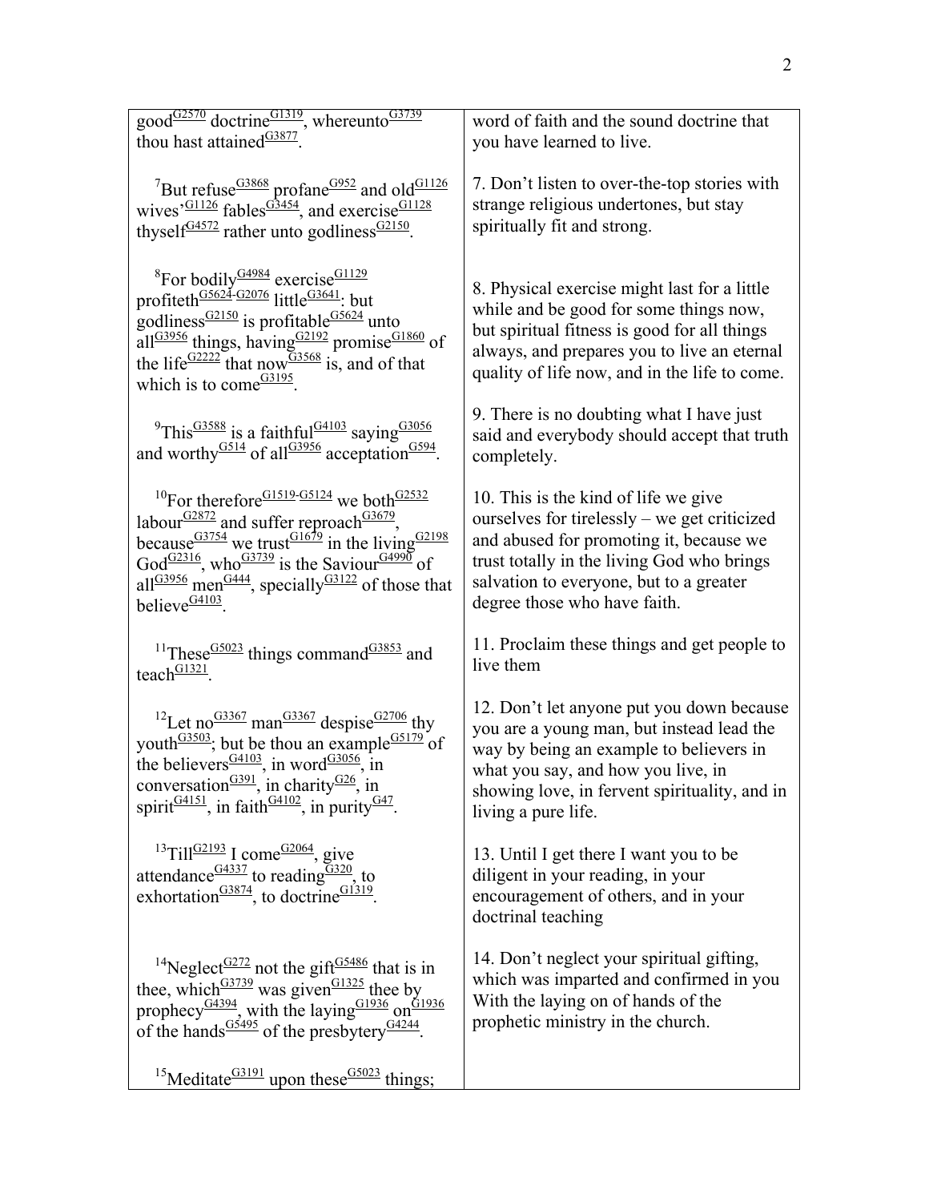| | |
|---|---|
| good[G2570] doctrine[G1319], whereunto[G3739] thou hast attained[G3877]. | word of faith and the sound doctrine that you have learned to live. |
| [7]But refuse[G3868] profane[G952] and old[G1126] wives'[G1126] fables[G3454], and exercise[G1128] thyself[G4572] rather unto godliness[G2150]. | 7. Don't listen to over-the-top stories with strange religious undertones, but stay spiritually fit and strong. |
| [8]For bodily[G4984] exercise[G1129] profiteth[G5624-G2076] little[G3641]: but godliness[G2150] is profitable[G5624] unto all[G3956] things, having[G2192] promise[G1860] of the life[G2222] that now[G3568] is, and of that which is to come[G3195]. | 8. Physical exercise might last for a little while and be good for some things now, but spiritual fitness is good for all things always, and prepares you to live an eternal quality of life now, and in the life to come. |
| [9]This[G3588] is a faithful[G4103] saying[G3056] and worthy[G514] of all[G3956] acceptation[G594]. | 9. There is no doubting what I have just said and everybody should accept that truth completely. |
| [10]For therefore[G1519-G5124] we both[G2532] labour[G2872] and suffer reproach[G3679], because[G3754] we trust[G1679] in the living[G2198] God[G2316], who[G3739] is the Saviour[G4990] of all[G3956] men[G444], specially[G3122] of those that believe[G4103]. | 10. This is the kind of life we give ourselves for tirelessly – we get criticized and abused for promoting it, because we trust totally in the living God who brings salvation to everyone, but to a greater degree those who have faith. |
| [11]These[G5023] things command[G3853] and teach[G1321]. | 11. Proclaim these things and get people to live them |
| [12]Let no[G3367] man[G3367] despise[G2706] thy youth[G3503]; but be thou an example[G5179] of the believers[G4103], in word[G3056], in conversation[G391], in charity[G26], in spirit[G4151], in faith[G4102], in purity[G47]. | 12. Don't let anyone put you down because you are a young man, but instead lead the way by being an example to believers in what you say, and how you live, in showing love, in fervent spirituality, and in living a pure life. |
| [13]Till[G2193] I come[G2064], give attendance[G4337] to reading[G320], to exhortation[G3874], to doctrine[G1319]. | 13. Until I get there I want you to be diligent in your reading, in your encouragement of others, and in your doctrinal teaching |
| [14]Neglect[G272] not the gift[G5486] that is in thee, which[G3739] was given[G1325] thee by prophecy[G4394], with the laying[G1936] on[G1936] of the hands[G5495] of the presbytery[G4244]. | 14. Don't neglect your spiritual gifting, which was imparted and confirmed in you With the laying on of hands of the prophetic ministry in the church. |
| [15]Meditate[G3191] upon these[G5023] things; | |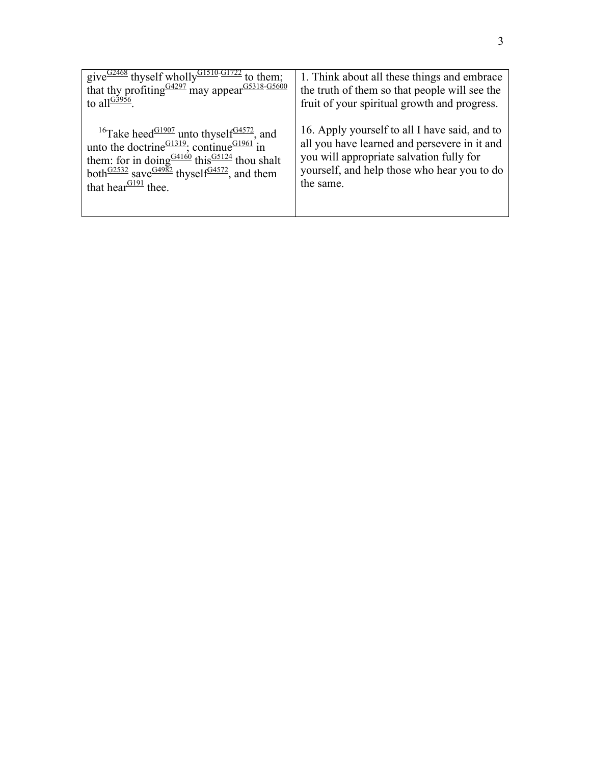| | |
|---|---|
| give[G2468] thyself wholly[G1510-G1722] to them; that thy profiting[G4297] may appear[G5318-G5600] to all[G3956]. | 1. Think about all these things and embrace the truth of them so that people will see the fruit of your spiritual growth and progress. |
| [16]Take heed[G1907] unto thyself[G4572], and unto the doctrine[G1319]; continue[G1961] in them: for in doing[G4160] this[G5124] thou shalt both[G2532] save[G4982] thyself[G4572], and them that hear[G191] thee. | 16. Apply yourself to all I have said, and to all you have learned and persevere in it and you will appropriate salvation fully for yourself, and help those who hear you to do the same. |